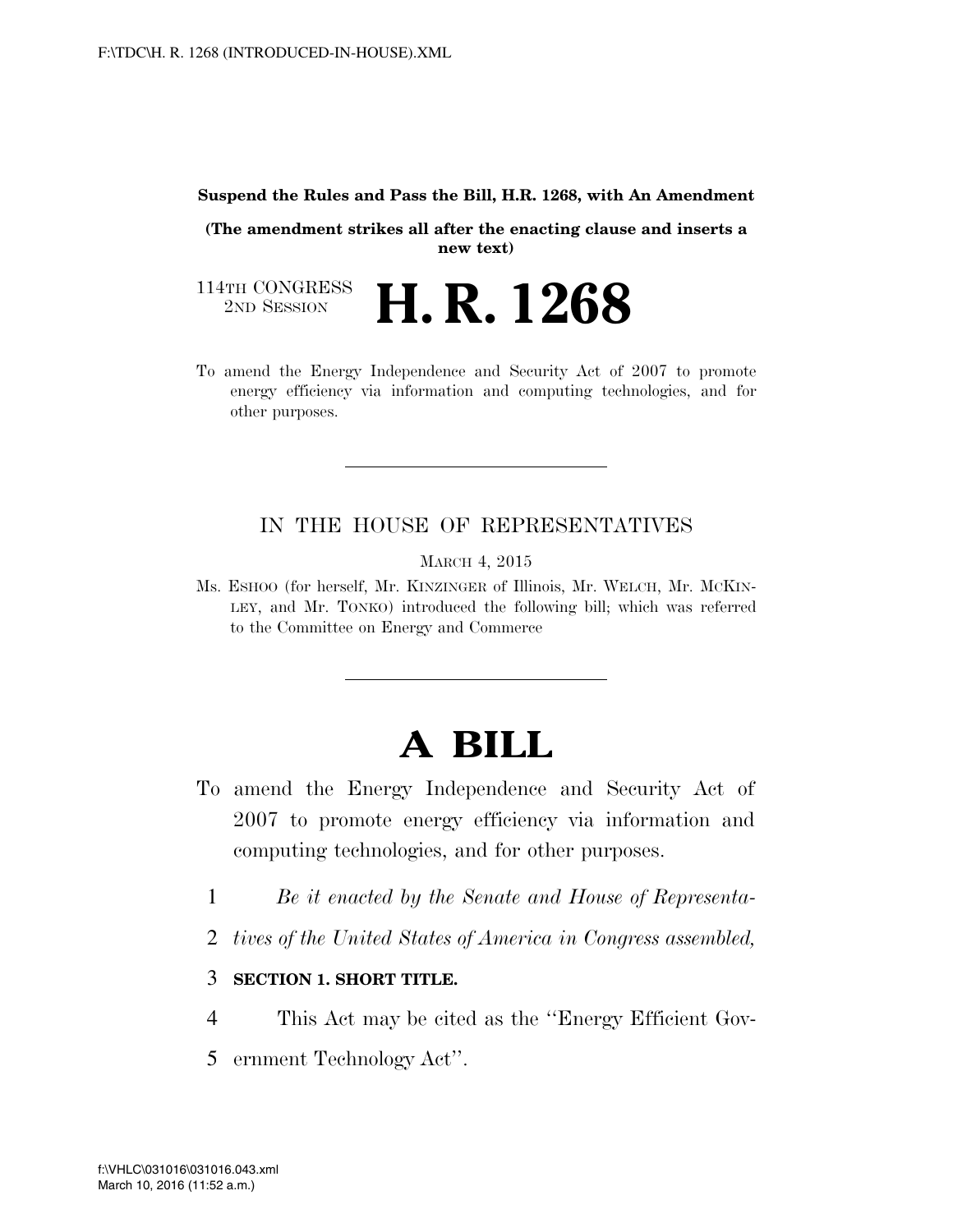**Suspend the Rules and Pass the Bill, H.R. 1268, with An Amendment**

**(The amendment strikes all after the enacting clause and inserts a new text)**

114TH CONGRESS
2ND SESSION

# H. R. 1268

To amend the Energy Independence and Security Act of 2007 to promote energy efficiency via information and computing technologies, and for other purposes.

---

IN THE HOUSE OF REPRESENTATIVES

MARCH 4, 2015

Ms. ESHOO (for herself, Mr. KINZINGER of Illinois, Mr. WELCH, Mr. MCKINLEY, and Mr. TONKO) introduced the following bill; which was referred to the Committee on Energy and Commerce

---

# A BILL

To amend the Energy Independence and Security Act of 2007 to promote energy efficiency via information and computing technologies, and for other purposes.

1 *Be it enacted by the Senate and House of Representa-*
2 *tives of the United States of America in Congress assembled,*

3 **SECTION 1. SHORT TITLE.**

4 This Act may be cited as the ''Energy Efficient Gov-
5 ernment Technology Act''.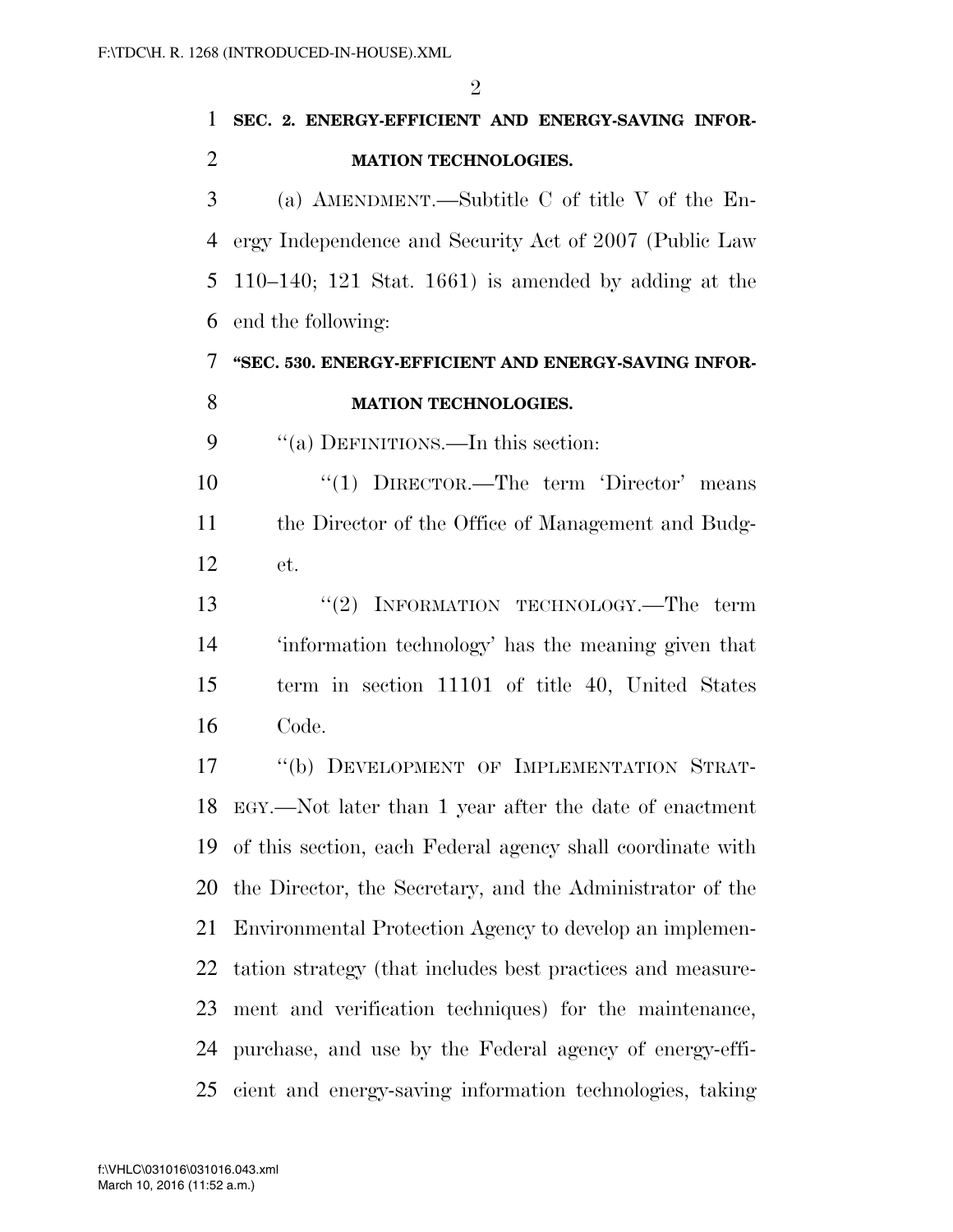**SEC. 2. ENERGY-EFFICIENT AND ENERGY-SAVING INFORMATION TECHNOLOGIES.**

(a) AMENDMENT.—Subtitle C of title V of the Energy Independence and Security Act of 2007 (Public Law 110–140; 121 Stat. 1661) is amended by adding at the end the following:

**"SEC. 530. ENERGY-EFFICIENT AND ENERGY-SAVING INFORMATION TECHNOLOGIES.**

"(a) DEFINITIONS.—In this section:

"(1) DIRECTOR.—The term 'Director' means the Director of the Office of Management and Budget.

"(2) INFORMATION TECHNOLOGY.—The term 'information technology' has the meaning given that term in section 11101 of title 40, United States Code.

"(b) DEVELOPMENT OF IMPLEMENTATION STRATEGY.—Not later than 1 year after the date of enactment of this section, each Federal agency shall coordinate with the Director, the Secretary, and the Administrator of the Environmental Protection Agency to develop an implementation strategy (that includes best practices and measurement and verification techniques) for the maintenance, purchase, and use by the Federal agency of energy-efficient and energy-saving information technologies, taking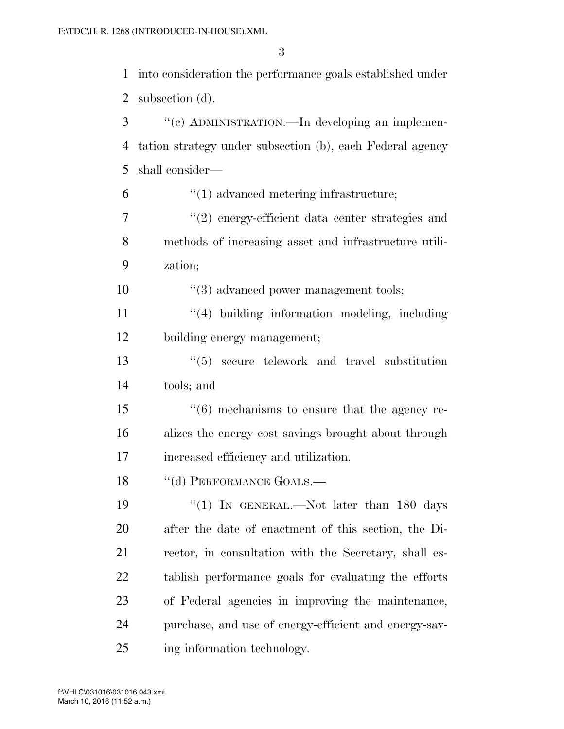into consideration the performance goals established under subsection (d).

"(c) ADMINISTRATION.—In developing an implementation strategy under subsection (b), each Federal agency shall consider—

"(1) advanced metering infrastructure;

"(2) energy-efficient data center strategies and methods of increasing asset and infrastructure utilization;

"(3) advanced power management tools;

"(4) building information modeling, including building energy management;

"(5) secure telework and travel substitution tools; and

"(6) mechanisms to ensure that the agency realizes the energy cost savings brought about through increased efficiency and utilization.

"(d) PERFORMANCE GOALS.—

"(1) IN GENERAL.—Not later than 180 days after the date of enactment of this section, the Director, in consultation with the Secretary, shall establish performance goals for evaluating the efforts of Federal agencies in improving the maintenance, purchase, and use of energy-efficient and energy-saving information technology.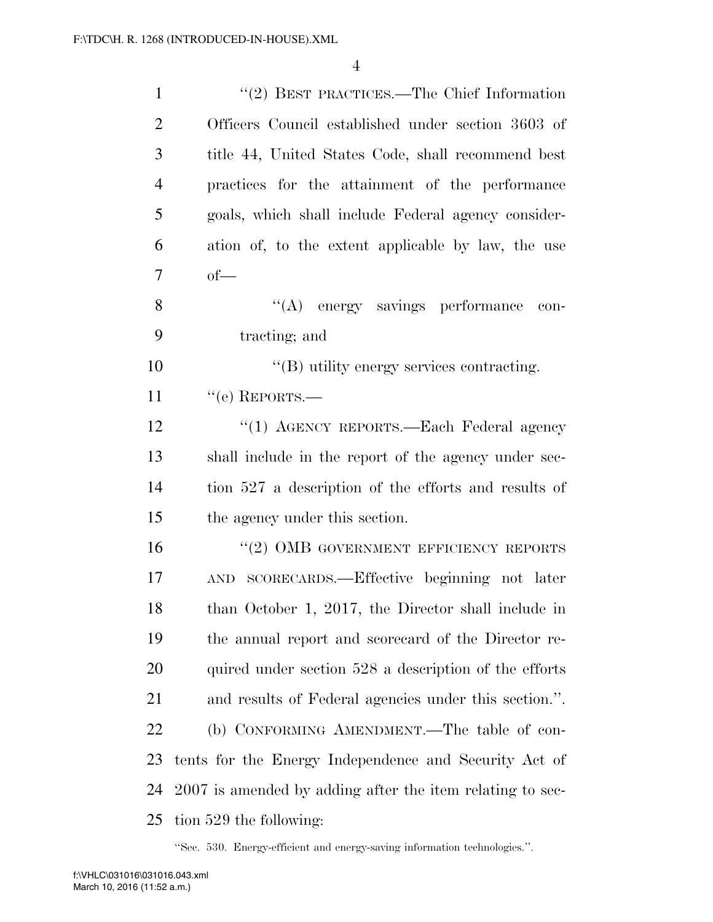"(2) BEST PRACTICES.—The Chief Information Officers Council established under section 3603 of title 44, United States Code, shall recommend best practices for the attainment of the performance goals, which shall include Federal agency consideration of, to the extent applicable by law, the use of—

"(A) energy savings performance contracting; and

"(B) utility energy services contracting.

"(e) REPORTS.—

"(1) AGENCY REPORTS.—Each Federal agency shall include in the report of the agency under section 527 a description of the efforts and results of the agency under this section.

"(2) OMB GOVERNMENT EFFICIENCY REPORTS AND SCORECARDS.—Effective beginning not later than October 1, 2017, the Director shall include in the annual report and scorecard of the Director required under section 528 a description of the efforts and results of Federal agencies under this section.".

(b) CONFORMING AMENDMENT.—The table of contents for the Energy Independence and Security Act of 2007 is amended by adding after the item relating to section 529 the following:

"Sec. 530. Energy-efficient and energy-saving information technologies.".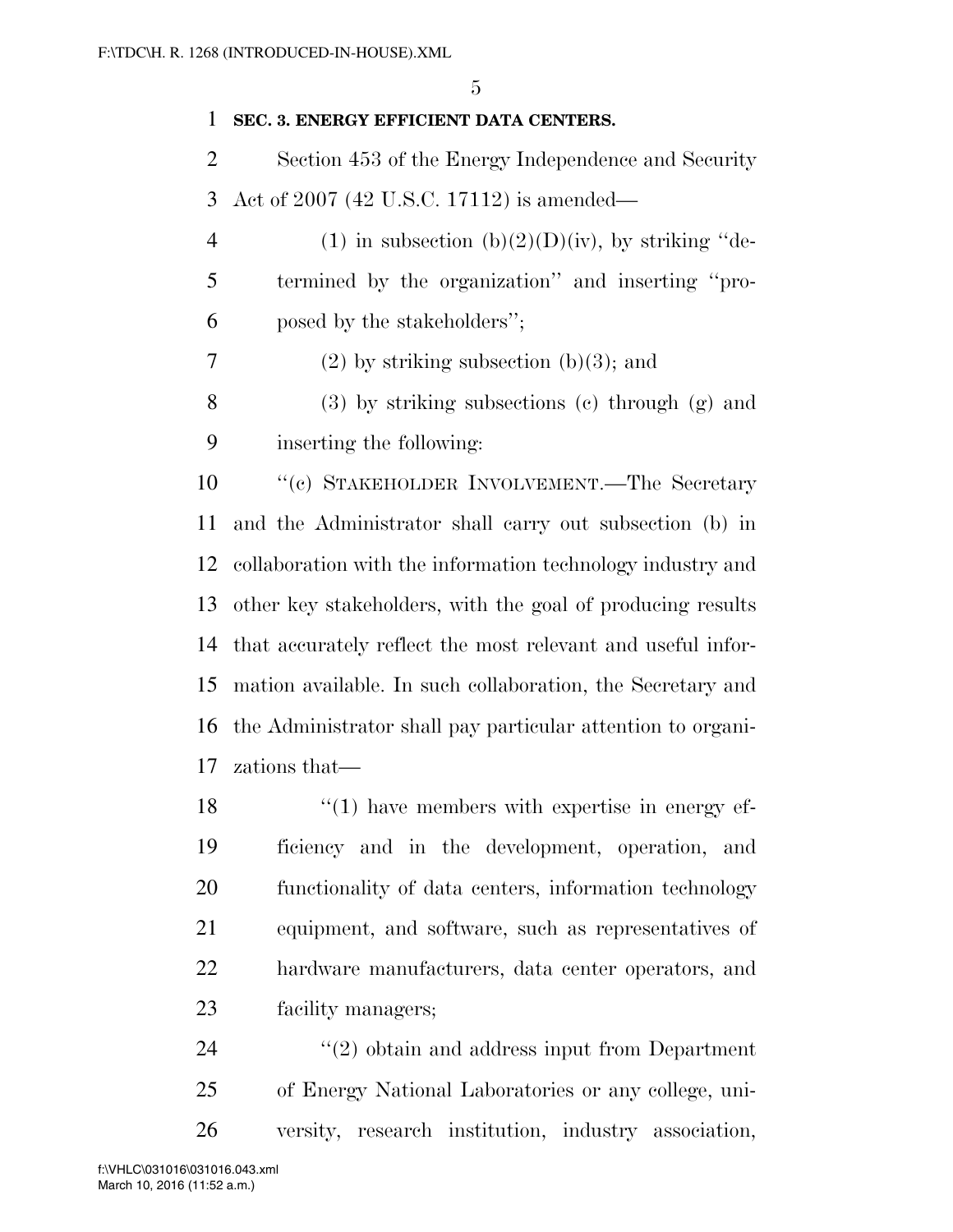### SEC. 3. ENERGY EFFICIENT DATA CENTERS.

Section 453 of the Energy Independence and Security Act of 2007 (42 U.S.C. 17112) is amended—

(1) in subsection (b)(2)(D)(iv), by striking "determined by the organization" and inserting "proposed by the stakeholders";

(2) by striking subsection (b)(3); and

(3) by striking subsections (c) through (g) and inserting the following:

"(c) STAKEHOLDER INVOLVEMENT.—The Secretary and the Administrator shall carry out subsection (b) in collaboration with the information technology industry and other key stakeholders, with the goal of producing results that accurately reflect the most relevant and useful information available. In such collaboration, the Secretary and the Administrator shall pay particular attention to organizations that—

"(1) have members with expertise in energy efficiency and in the development, operation, and functionality of data centers, information technology equipment, and software, such as representatives of hardware manufacturers, data center operators, and facility managers;

"(2) obtain and address input from Department of Energy National Laboratories or any college, university, research institution, industry association,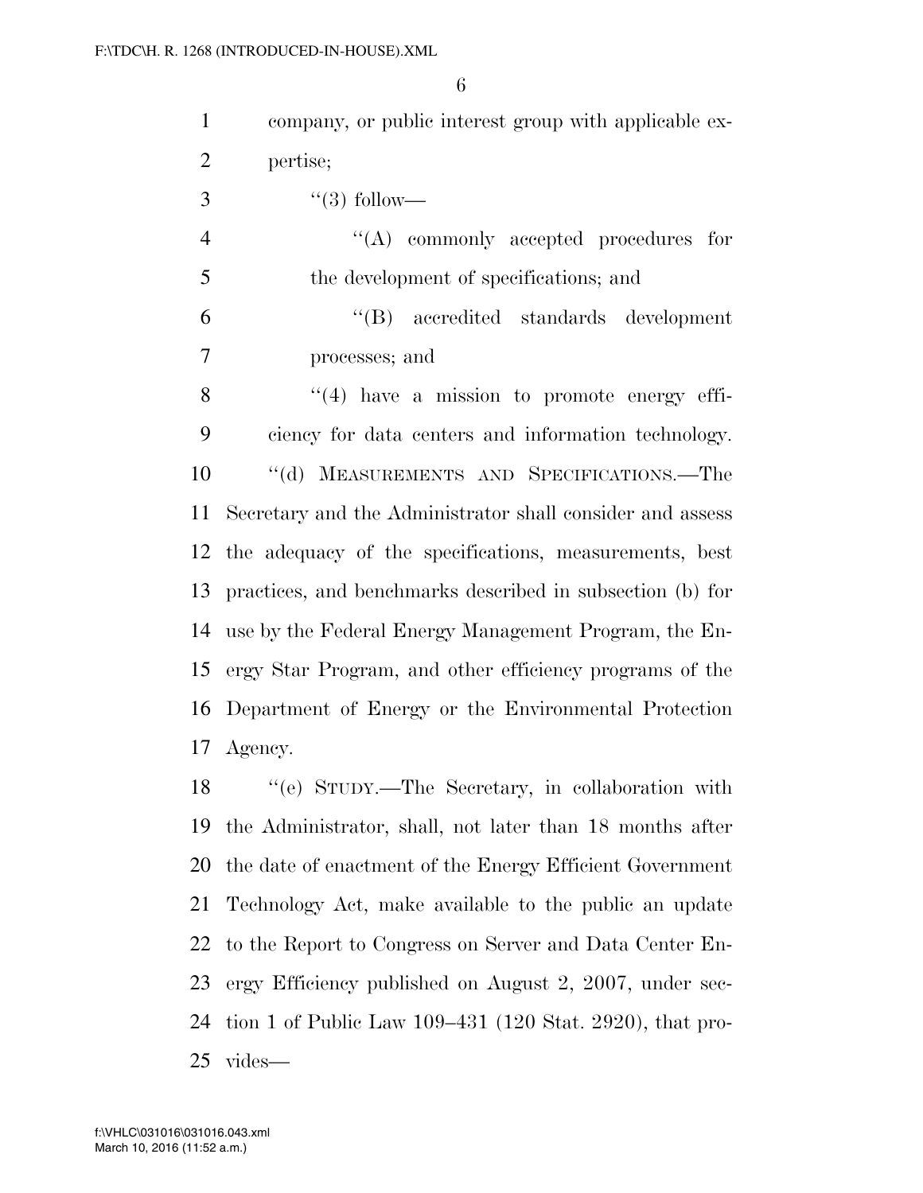company, or public interest group with applicable expertise;

"(3) follow—

"(A) commonly accepted procedures for the development of specifications; and

"(B) accredited standards development processes; and

"(4) have a mission to promote energy efficiency for data centers and information technology.

"(d) MEASUREMENTS AND SPECIFICATIONS.—The Secretary and the Administrator shall consider and assess the adequacy of the specifications, measurements, best practices, and benchmarks described in subsection (b) for use by the Federal Energy Management Program, the Energy Star Program, and other efficiency programs of the Department of Energy or the Environmental Protection Agency.

"(e) STUDY.—The Secretary, in collaboration with the Administrator, shall, not later than 18 months after the date of enactment of the Energy Efficient Government Technology Act, make available to the public an update to the Report to Congress on Server and Data Center Energy Efficiency published on August 2, 2007, under section 1 of Public Law 109–431 (120 Stat. 2920), that provides—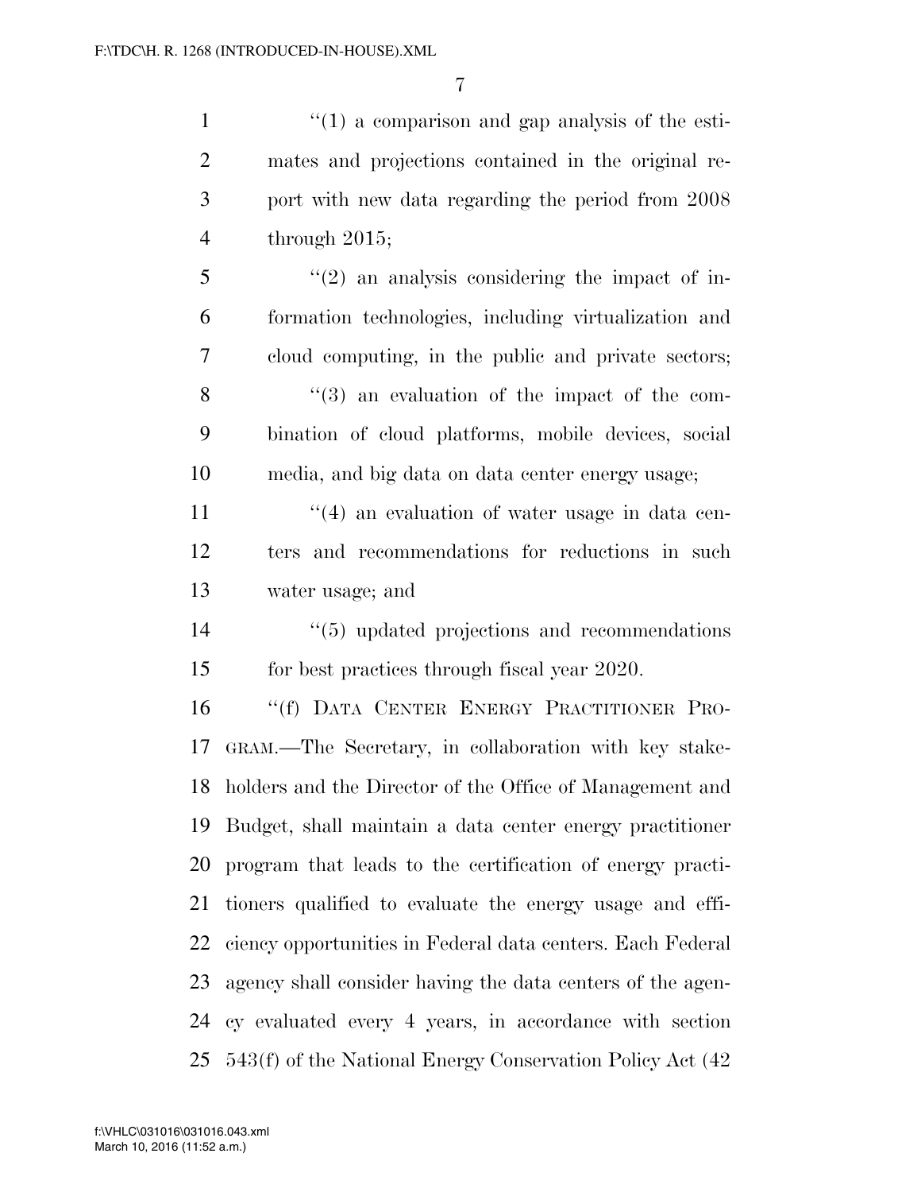"(1) a comparison and gap analysis of the estimates and projections contained in the original report with new data regarding the period from 2008 through 2015;

"(2) an analysis considering the impact of information technologies, including virtualization and cloud computing, in the public and private sectors;

"(3) an evaluation of the impact of the combination of cloud platforms, mobile devices, social media, and big data on data center energy usage;

"(4) an evaluation of water usage in data centers and recommendations for reductions in such water usage; and

"(5) updated projections and recommendations for best practices through fiscal year 2020.

"(f) DATA CENTER ENERGY PRACTITIONER PROGRAM.—The Secretary, in collaboration with key stakeholders and the Director of the Office of Management and Budget, shall maintain a data center energy practitioner program that leads to the certification of energy practitioners qualified to evaluate the energy usage and efficiency opportunities in Federal data centers. Each Federal agency shall consider having the data centers of the agency evaluated every 4 years, in accordance with section 543(f) of the National Energy Conservation Policy Act (42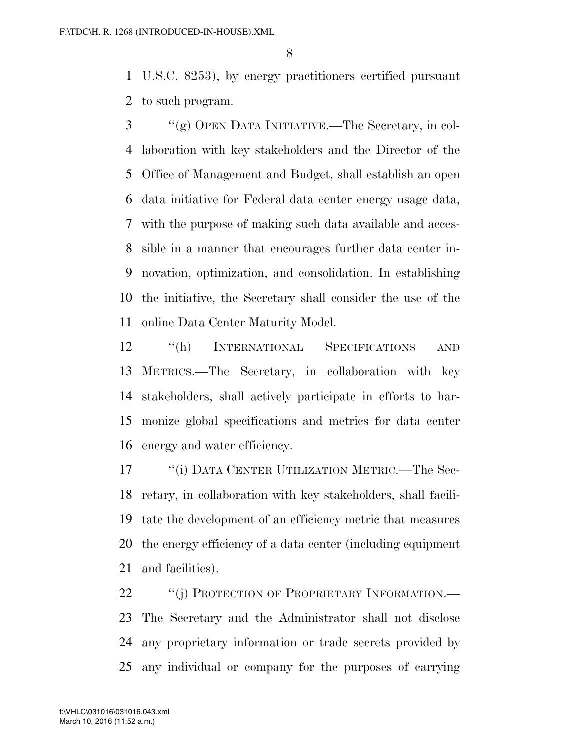U.S.C. 8253), by energy practitioners certified pursuant to such program.

"(g) OPEN DATA INITIATIVE.—The Secretary, in collaboration with key stakeholders and the Director of the Office of Management and Budget, shall establish an open data initiative for Federal data center energy usage data, with the purpose of making such data available and accessible in a manner that encourages further data center innovation, optimization, and consolidation. In establishing the initiative, the Secretary shall consider the use of the online Data Center Maturity Model.

"(h) INTERNATIONAL SPECIFICATIONS AND METRICS.—The Secretary, in collaboration with key stakeholders, shall actively participate in efforts to harmonize global specifications and metrics for data center energy and water efficiency.

"(i) DATA CENTER UTILIZATION METRIC.—The Secretary, in collaboration with key stakeholders, shall facilitate the development of an efficiency metric that measures the energy efficiency of a data center (including equipment and facilities).

"(j) PROTECTION OF PROPRIETARY INFORMATION.— The Secretary and the Administrator shall not disclose any proprietary information or trade secrets provided by any individual or company for the purposes of carrying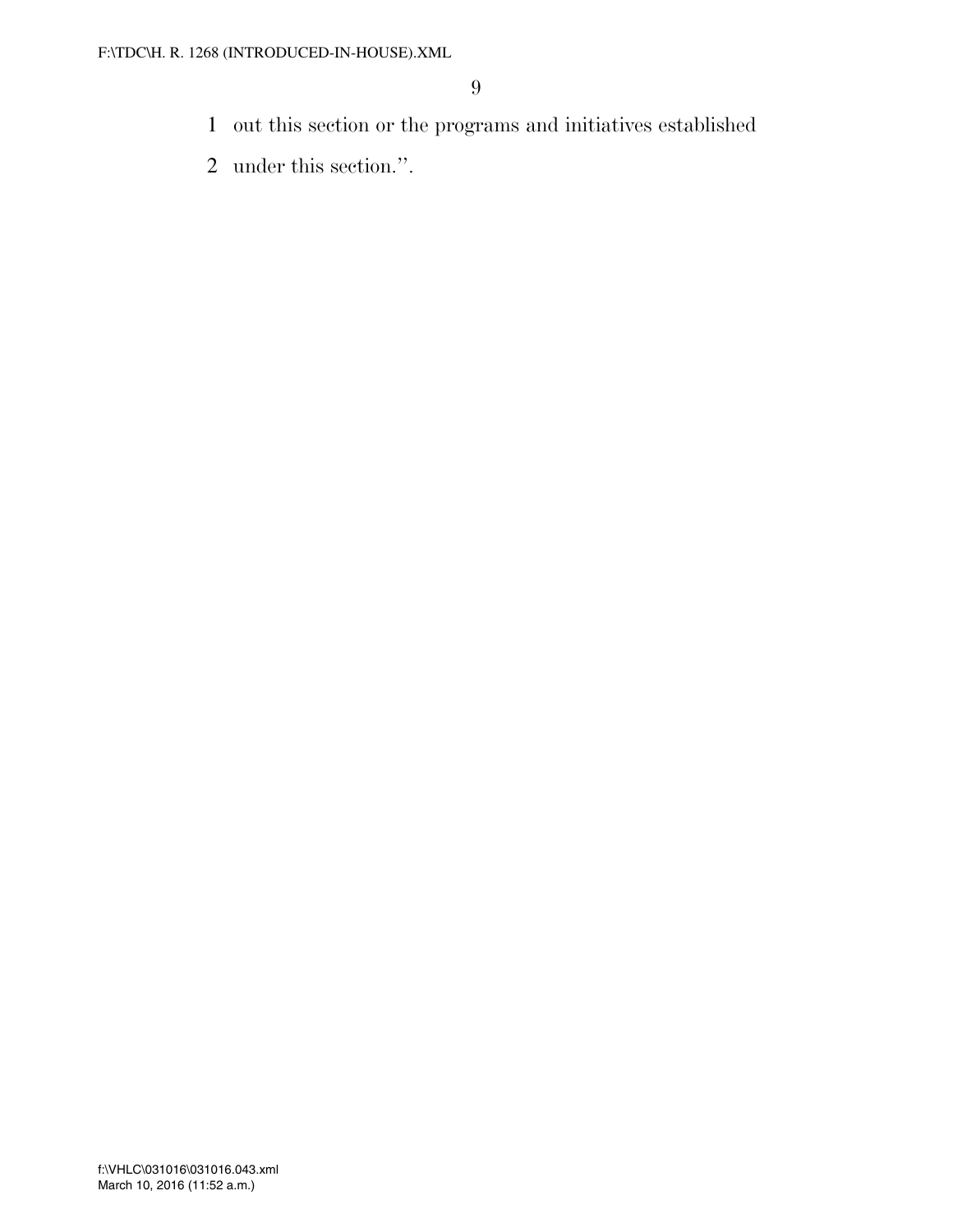out this section or the programs and initiatives established under this section.''.